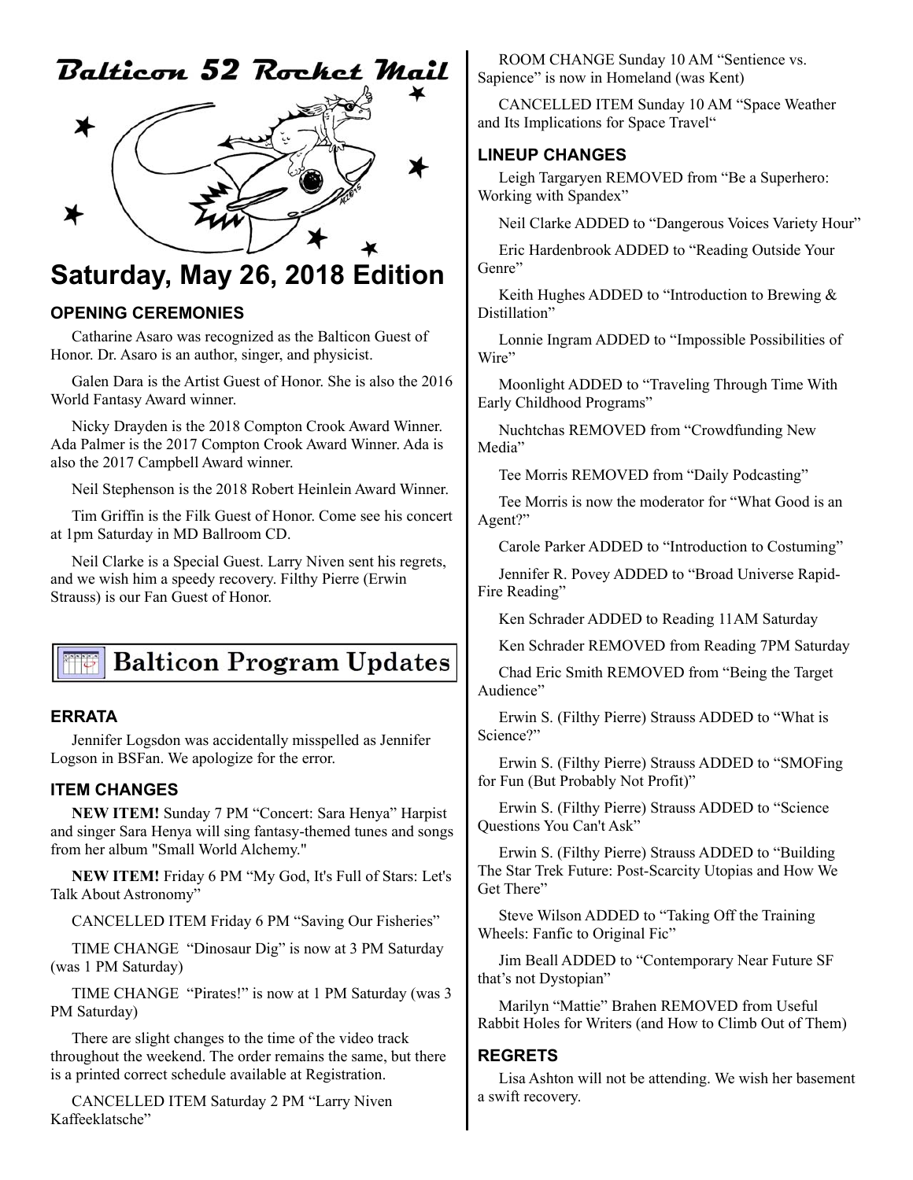# Balticon 52 Rocket Mail

## Saturday, May 26, 2018 Edition

### OPENING CEREMONIES

Catharine Asaro was recognized as the Balticon Guest of Honor. Dr. Asaro is an author, singer, and physicist.

Galen Dara is the Artist Guest of Honor. She is also the 2016 World Fantasy Award winner.

Nicky Drayden is the 2018 Compton Crook Award Winner. Ada Palmer is the 2017 Compton Crook Award Winner. Ada is also the 2017 Campbell Award winner.

Neil Stephenson is the 2018 Robert Heinlein Award Winner.

Tim Griffin is the Filk Guest of Honor. Come see his concert at 1pm Saturday in MD Ballroom CD.

Neil Clarke is a Special Guest. Larry Niven sent his regrets, and we wish him a speedy recovery. Filthy Pierre (Erwin Strauss) is our Fan Guest of Honor.

## Balticon Program Updates

### ERRATA

Jennifer Logsdon was accidentally misspelled as Jennifer Logson in BSFan. We apologize for the error.

### ITEM CHANGES

**NEW ITEM!** Sunday 7 PM "Concert: Sara Henya" Harpist and singer Sara Henya will sing fantasy-themed tunes and songs from her album "Small World Alchemy."

**NEW ITEM!** Friday 6 PM "My God, It's Full of Stars: Let's Talk About Astronomy"

CANCELLED ITEM Friday 6 PM "Saving Our Fisheries"

TIME CHANGE "Dinosaur Dig" is now at 3 PM Saturday (was 1 PM Saturday)

TIME CHANGE "Pirates!" is now at 1 PM Saturday (was 3 PM Saturday)

There are slight changes to the time of the video track throughout the weekend. The order remains the same, but there is a printed correct schedule available at Registration.

CANCELLED ITEM Saturday 2 PM "Larry Niven Kaffeeklatsche"

ROOM CHANGE Sunday 10 AM "Sentience vs. Sapience" is now in Homeland (was Kent)

CANCELLED ITEM Sunday 10 AM "Space Weather and Its Implications for Space Travel"

### LINEUP CHANGES

Leigh Targaryen REMOVED from "Be a Superhero: Working with Spandex"

Neil Clarke ADDED to "Dangerous Voices Variety Hour"

Eric Hardenbrook ADDED to "Reading Outside Your Genre"

Keith Hughes ADDED to "Introduction to Brewing & Distillation"

Lonnie Ingram ADDED to "Impossible Possibilities of Wire"

Moonlight ADDED to "Traveling Through Time With Early Childhood Programs"

Nuchtchas REMOVED from "Crowdfunding New Media"

Tee Morris REMOVED from "Daily Podcasting"

Tee Morris is now the moderator for "What Good is an Agent?"

Carole Parker ADDED to "Introduction to Costuming"

Jennifer R. Povey ADDED to "Broad Universe Rapid-Fire Reading"

Ken Schrader ADDED to Reading 11AM Saturday

Ken Schrader REMOVED from Reading 7PM Saturday

Chad Eric Smith REMOVED from "Being the Target Audience"

Erwin S. (Filthy Pierre) Strauss ADDED to "What is Science?"

Erwin S. (Filthy Pierre) Strauss ADDED to "SMOFing for Fun (But Probably Not Profit)"

Erwin S. (Filthy Pierre) Strauss ADDED to "Science Questions You Can't Ask"

Erwin S. (Filthy Pierre) Strauss ADDED to "Building The Star Trek Future: Post-Scarcity Utopias and How We Get There"

Steve Wilson ADDED to "Taking Off the Training Wheels: Fanfic to Original Fic"

Jim Beall ADDED to "Contemporary Near Future SF that's not Dystopian"

Marilyn "Mattie" Brahen REMOVED from Useful Rabbit Holes for Writers (and How to Climb Out of Them)

### REGRETS

Lisa Ashton will not be attending. We wish her basement a swift recovery.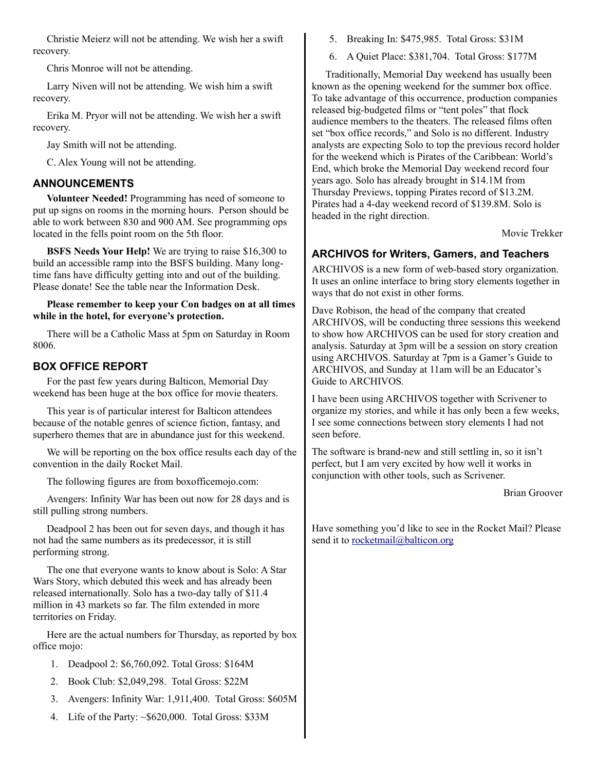Christie Meierz will not be attending. We wish her a swift recovery.

Chris Monroe will not be attending.

Larry Niven will not be attending. We wish him a swift recovery.

Erika M. Pryor will not be attending. We wish her a swift recovery.

Jay Smith will not be attending.

C. Alex Young will not be attending.

## ANNOUNCEMENTS

**Volunteer Needed!** Programming has need of someone to put up signs on rooms in the morning hours. Person should be able to work between 830 and 900 AM. See programming ops located in the fells point room on the 5th floor.

**BSFS Needs Your Help!** We are trying to raise $16,300 to build an accessible ramp into the BSFS building. Many long-time fans have difficulty getting into and out of the building. Please donate! See the table near the Information Desk.

**Please remember to keep your Con badges on at all times while in the hotel, for everyone's protection.**

There will be a Catholic Mass at 5pm on Saturday in Room 8006.

## BOX OFFICE REPORT

For the past few years during Balticon, Memorial Day weekend has been huge at the box office for movie theaters.

This year is of particular interest for Balticon attendees because of the notable genres of science fiction, fantasy, and superhero themes that are in abundance just for this weekend.

We will be reporting on the box office results each day of the convention in the daily Rocket Mail.

The following figures are from boxofficemojo.com:

Avengers: Infinity War has been out now for 28 days and is still pulling strong numbers.

Deadpool 2 has been out for seven days, and though it has not had the same numbers as its predecessor, it is still performing strong.

The one that everyone wants to know about is Solo: A Star Wars Story, which debuted this week and has already been released internationally. Solo has a two-day tally of $11.4 million in 43 markets so far. The film extended in more territories on Friday.

Here are the actual numbers for Thursday, as reported by box office mojo:

1. Deadpool 2: $6,760,092. Total Gross: $164M
2. Book Club: $2,049,298. Total Gross: $22M
3. Avengers: Infinity War: 1,911,400. Total Gross: $605M
4. Life of the Party: ~$620,000. Total Gross: $33M
5. Breaking In: $475,985. Total Gross: $31M
6. A Quiet Place: $381,704. Total Gross: $177M

Traditionally, Memorial Day weekend has usually been known as the opening weekend for the summer box office. To take advantage of this occurrence, production companies released big-budgeted films or "tent poles" that flock audience members to the theaters. The released films often set "box office records," and Solo is no different. Industry analysts are expecting Solo to top the previous record holder for the weekend which is Pirates of the Caribbean: World's End, which broke the Memorial Day weekend record four years ago. Solo has already brought in $14.1M from Thursday Previews, topping Pirates record of $13.2M. Pirates had a 4-day weekend record of $139.8M. Solo is headed in the right direction.

Movie Trekker

## ARCHIVOS for Writers, Gamers, and Teachers

ARCHIVOS is a new form of web-based story organization. It uses an online interface to bring story elements together in ways that do not exist in other forms.

Dave Robison, the head of the company that created ARCHIVOS, will be conducting three sessions this weekend to show how ARCHIVOS can be used for story creation and analysis. Saturday at 3pm will be a session on story creation using ARCHIVOS. Saturday at 7pm is a Gamer's Guide to ARCHIVOS, and Sunday at 11am will be an Educator's Guide to ARCHIVOS.

I have been using ARCHIVOS together with Scrivener to organize my stories, and while it has only been a few weeks, I see some connections between story elements I had not seen before.

The software is brand-new and still settling in, so it isn't perfect, but I am very excited by how well it works in conjunction with other tools, such as Scrivener.

Brian Groover

Have something you'd like to see in the Rocket Mail? Please send it to rocketmail@balticon.org